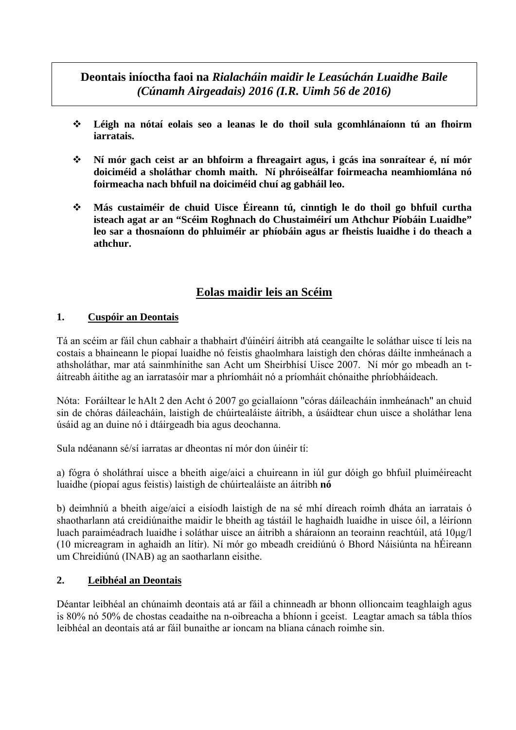**Deontais iníoctha faoi na *Rialacháin maidir le Leasúchán Luaidhe Baile (Cúnamh Airgeadais) 2016 (I.R. Uimh 56 de 2016)***

- **Léigh na nótaí eolais seo a leanas le do thoil sula gcomhlánaíonn tú an fhoirm iarratais.**
- **Ní mór gach ceist ar an bhfoirm a fhreagairt agus, i gcás ina sonraítear é, ní mór doiciméid a sholáthar chomh maith. Ní phróiseálfar foirmeacha neamhiomlána nó foirmeacha nach bhfuil na doiciméid chuí ag gabháil leo.**
- **Más custaiméir de chuid Uisce Éireann tú, cinntigh le do thoil go bhfuil curtha isteach agat ar an "Scéim Roghnach do Chustaiméirí um Athchur Píobáin Luaidhe" leo sar a thosnaíonn do phluiméir ar phíobáin agus ar fheistis luaidhe i do theach a athchur.**

## Eolas maidir leis an Scéim

### 1. Cuspóir an Deontais

Tá an scéim ar fáil chun cabhair a thabhairt d'úinéirí áitribh atá ceangailte le soláthar uisce tí leis na costais a bhaineann le píopaí luaidhe nó feistis ghaolmhara laistigh den chóras dáilte inmheánach a athsholáthar, mar atá sainmhínithe san Acht um Sheirbhísí Uisce 2007. Ní mór go mbeadh an t-áitreabh áitithe ag an iarratasóir mar a phríomháit nó a príomháit chónaithe phríobháideach.

Nóta: Foráiltear le hAlt 2 den Acht ó 2007 go gciallaíonn "córas dáileacháin inmheánach" an chuid sin de chóras dáileacháin, laistigh de chúirtealáiste áitribh, a úsáidtear chun uisce a sholáthar lena úsáid ag an duine nó i dtáirgeadh bia agus deochanna.

Sula ndéanann sé/sí iarratas ar dheontas ní mór don úinéir tí:

a) fógra ó sholáthraí uisce a bheith aige/aici a chuireann in iúl gur dóigh go bhfuil pluiméireacht luaidhe (píopaí agus feistis) laistigh de chúirtealáiste an áitribh **nó**

b) deimhniú a bheith aige/aici a eisíodh laistigh de na sé mhí díreach roimh dháta an iarratais ó shaotharlann atá creidiúnaithe maidir le bheith ag tástáil le haghaidh luaidhe in uisce óil, a léiríonn luach paraiméadrach luaidhe i soláthar uisce an áitribh a sháraíonn an teorainn reachtúil, atá 10µg/l (10 micreagram in aghaidh an lítir). Ní mór go mbeadh creidiúnú ó Bhord Náisiúnta na hÉireann um Chreidiúnú (INAB) ag an saotharlann eisithe.

### 2. Leibhéal an Deontais

Déantar leibhéal an chúnaimh deontais atá ar fáil a chinneadh ar bhonn ollioncaim teaghlaigh agus is 80% nó 50% de chostas ceadaithe na n-oibreacha a bhíonn i gceist. Leagtar amach sa tábla thíos leibhéal an deontais atá ar fáil bunaithe ar ioncam na bliana cánach roimhe sin.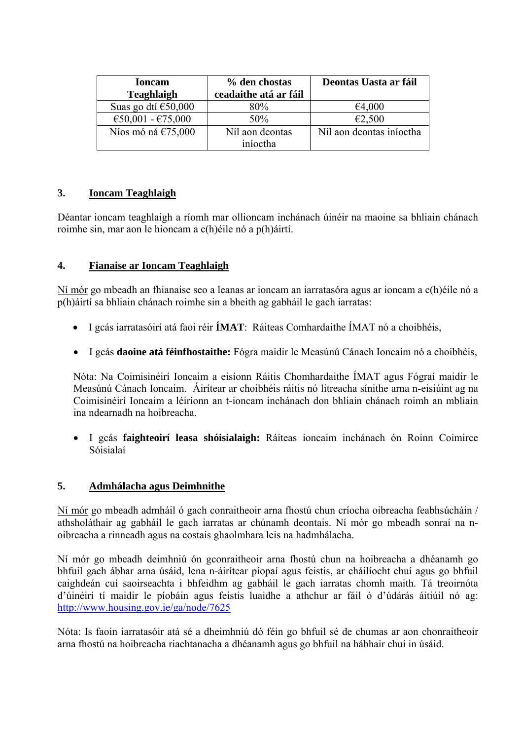| Ioncam Teaghlaigh | % den chostas ceadaithe atá ar fáil | Deontas Uasta ar fáil |
|---|---|---|
| Suas go dtí €50,000 | 80% | €4,000 |
| €50,001 - €75,000 | 50% | €2,500 |
| Níos mó ná €75,000 | Níl aon deontas iníoctha | Níl aon deontas iníoctha |

## 3. Ioncam Teaghlaigh

Déantar ioncam teaghlaigh a ríomh mar ollioncam inchánach úinéir na maoine sa bhliain chánach roimhe sin, mar aon le hioncam a c(h)éile nó a p(h)áirtí.

## 4. Fianaise ar Ioncam Teaghlaigh

Ní mór go mbeadh an fhianaise seo a leanas ar ioncam an iarratasóra agus ar ioncam a c(h)éile nó a p(h)áirtí sa bhliain chánach roimhe sin a bheith ag gabháil le gach iarratas:

- I gcás iarratasóirí atá faoi réir **ÍMAT**: Ráiteas Comhardaithe ÍMAT nó a choibhéis,

- I gcás **daoine atá féinfhostaithe:** Fógra maidir le Measúnú Cánach Ioncaim nó a choibhéis,

  Nóta: Na Coimisinéirí Ioncaim a eisíonn Ráitis Chomhardaithe ÍMAT agus Fógraí maidir le Measúnú Cánach Ioncaim. Áirítear ar choibhéis ráitis nó litreacha sínithe arna n-eisiúint ag na Coimisinéirí Ioncaim a léiríonn an t-ioncam inchánach don bhliain chánach roimh an mbliain ina ndearnadh na hoibreacha.

- I gcás **faighteoirí leasa shóisialaigh:** Ráiteas ioncaim inchánach ón Roinn Coimirce Sóisialaí

## 5. Admhálacha agus Deimhnithe

Ní mór go mbeadh admháil ó gach conraitheoir arna fhostú chun críocha oibreacha feabhsúcháin / athsholáthair ag gabháil le gach iarratas ar chúnamh deontais. Ní mór go mbeadh sonraí na n-oibreacha a rinneadh agus na costais ghaolmhara leis na hadmhálacha.

Ní mór go mbeadh deimhniú ón gconraitheoir arna fhostú chun na hoibreacha a dhéanamh go bhfuil gach ábhar arna úsáid, lena n-áirítear píopaí agus feistis, ar cháilíocht chuí agus go bhfuil caighdeán cuí saoirseachta i bhfeidhm ag gabháil le gach iarratas chomh maith. Tá treoirnóta d'úinéirí tí maidir le píobáin agus feistis luaidhe a athchur ar fáil ó d'údárás áitiúil nó ag: http://www.housing.gov.ie/ga/node/7625

Nóta: Is faoin iarratasóir atá sé a dheimhniú dó féin go bhfuil sé de chumas ar aon chonraitheoir arna fhostú na hoibreacha riachtanacha a dhéanamh agus go bhfuil na hábhair chuí in úsáid.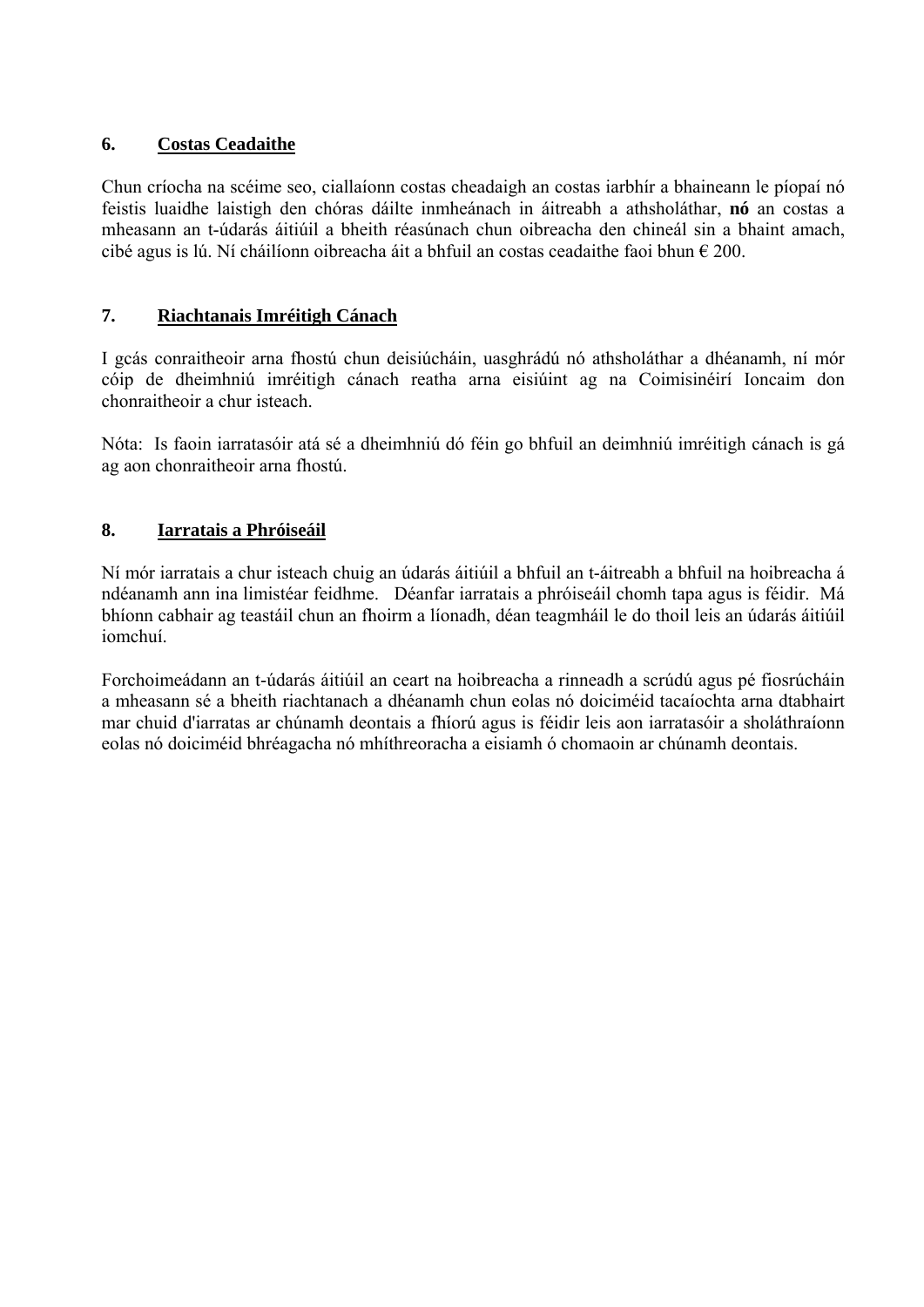## 6. Costas Ceadaithe

Chun críocha na scéime seo, ciallaíonn costas cheadaigh an costas iarbhír a bhaineann le píopaí nó feistis luaidhe laistigh den chóras dáilte inmheánach in áitreabh a athsholáthar, **nó** an costas a mheasann an t-údarás áitiúil a bheith réasúnach chun oibreacha den chineál sin a bhaint amach, cibé agus is lú. Ní cháilíonn oibreacha áit a bhfuil an costas ceadaithe faoi bhun € 200.

## 7. Riachtanais Imréitigh Cánach

I gcás conraitheoir arna fhostú chun deisiúcháin, uasghrádú nó athsholáthar a dhéanamh, ní mór cóip de dheimhniú imréitigh cánach reatha arna eisiúint ag na Coimisinéirí Ioncaim don chonraitheoir a chur isteach.

Nóta: Is faoin iarratasóir atá sé a dheimhniú dó féin go bhfuil an deimhniú imréitigh cánach is gá ag aon chonraitheoir arna fhostú.

## 8. Iarratais a Phróiseáil

Ní mór iarratais a chur isteach chuig an údarás áitiúil a bhfuil an t-áitreabh a bhfuil na hoibreacha á ndéanamh ann ina limistéar feidhme. Déanfar iarratais a phróiseáil chomh tapa agus is féidir. Má bhíonn cabhair ag teastáil chun an fhoirm a líonadh, déan teagmháil le do thoil leis an údarás áitiúil iomchuí.

Forchoimeádann an t-údarás áitiúil an ceart na hoibreacha a rinneadh a scrúdú agus pé fiosrúcháin a mheasann sé a bheith riachtanach a dhéanamh chun eolas nó doiciméid tacaíochta arna dtabhairt mar chuid d'iarratas ar chúnamh deontais a fhíorú agus is féidir leis aon iarratasóir a sholáthraíonn eolas nó doiciméid bhréagacha nó mhíthreoracha a eisiamh ó chomaoin ar chúnamh deontais.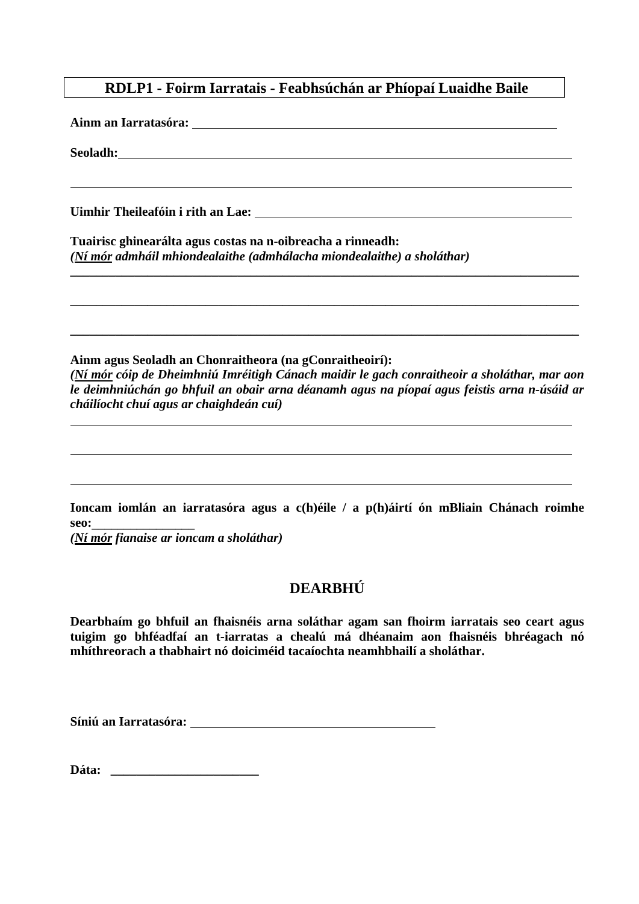# RDLP1 - Foirm Iarratais - Feabhsúchán ar Phíopaí Luaidhe Baile

**Ainm an Iarratasóra:** ____________________________________________

**Seoladh:** ____________________________________________

____________________________________________

**Uimhir Theileafóin i rith an Lae:** ____________________________________________

**Tuairisc ghinearálta agus costas na n-oibreacha a rinneadh:**
***(Ní mór** admháil mhiondealaithe (admhálacha miondealaithe) a sholáthar)*

____________________________________________

____________________________________________

____________________________________________

**Ainm agus Seoladh an Chonraitheora (na gConraitheoirí):**
***(Ní mór** cóip de Dheimhniú Imréitigh Cánach maidir le gach conraitheoir a sholáthar, mar aon le deimhniúchán go bhfuil an obair arna déanamh agus na píopaí agus feistis arna n-úsáid ar cháilíocht chuí agus ar chaighdeán cuí)*

____________________________________________

____________________________________________

____________________________________________

**Ioncam iomlán an iarratasóra agus a c(h)éile / a p(h)áirtí ón mBliain Chánach roimhe seo:** ________________
***(Ní mór** fianaise ar ioncam a sholáthar)*

## DEARBHÚ

**Dearbhaím go bhfuil an fhaisnéis arna soláthar agam san fhoirm iarratais seo ceart agus tuigim go bhféadfaí an t-iarratas a chealú má dhéanaim aon fhaisnéis bhréagach nó mhíthreorach a thabhairt nó doiciméid tacaíochta neamhbhailí a sholáthar.**

**Síniú an Iarratasóra:** ____________________________________________

**Dáta:** ______________________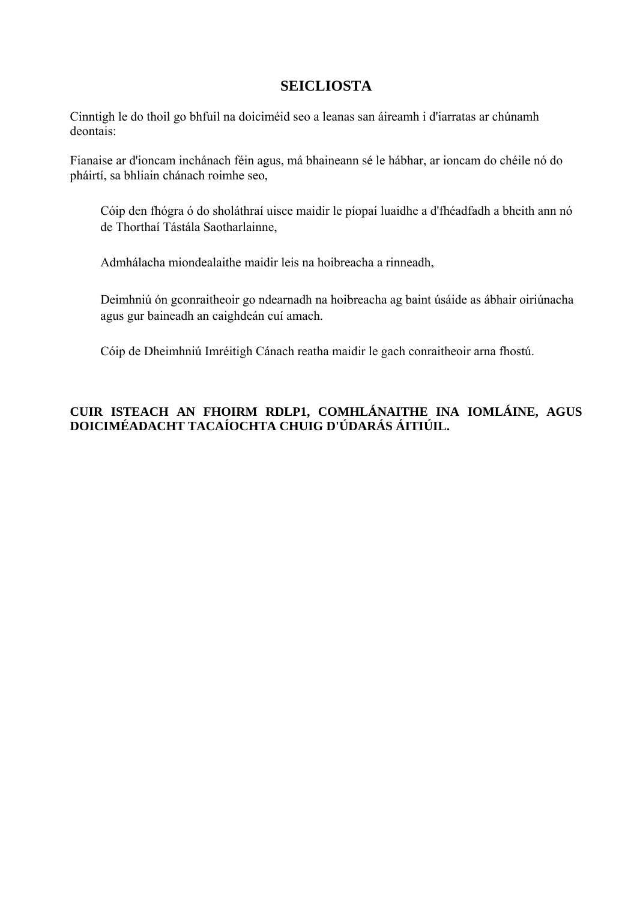# SEICLIOSTA

Cinntigh le do thoil go bhfuil na doiciméid seo a leanas san áireamh i d'iarratas ar chúnamh deontais:

Fianaise ar d'ioncam inchánach féin agus, má bhaineann sé le hábhar, ar ioncam do chéile nó do pháirtí, sa bhliain chánach roimhe seo,

> Cóip den fhógra ó do sholáthraí uisce maidir le píopaí luaidhe a d'fhéadfadh a bheith ann nó de Thorthaí Tástála Saotharlainne,
>
> Admhálacha miondealaithe maidir leis na hoibreacha a rinneadh,
>
> Deimhniú ón gconraitheoir go ndearnadh na hoibreacha ag baint úsáide as ábhair oiriúnacha agus gur baineadh an caighdeán cuí amach.
>
> Cóip de Dheimhniú Imréitigh Cánach reatha maidir le gach conraitheoir arna fhostú.

**CUIR ISTEACH AN FHOIRM RDLP1, COMHLÁNAITHE INA IOMLÁINE, AGUS DOICIMÉADACHT TACAÍOCHTA CHUIG D'ÚDARÁS ÁITIÚIL.**